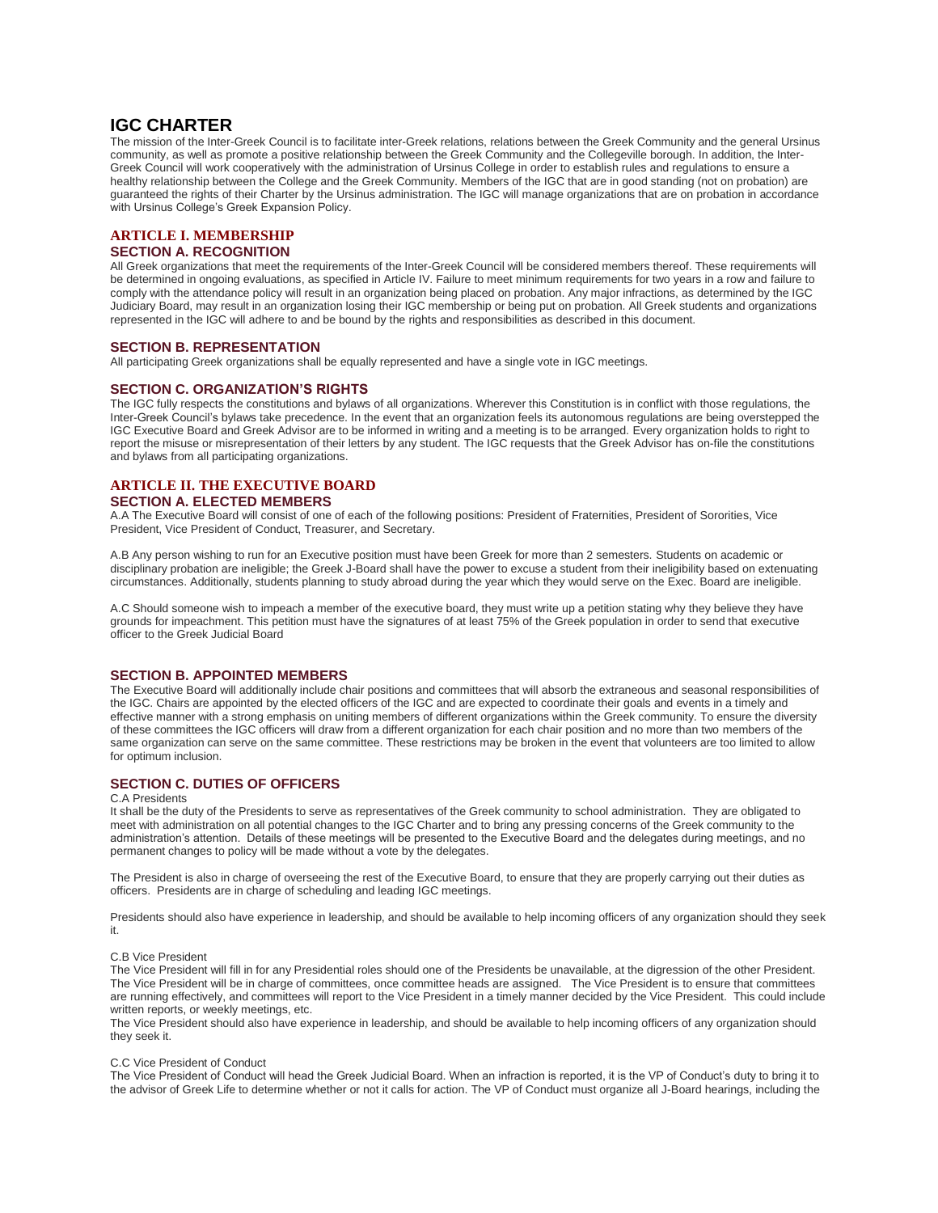# IGC CHARTER

The mission of the Inter-Greek Council is to facilitate inter-Greek relations, relations between the Greek Community and the general Ursinus community, as well as promote a positive relationship between the Greek Community and the Collegeville borough. In addition, the Inter-Greek Council will work cooperatively with the administration of Ursinus College in order to establish rules and regulations to ensure a healthy relationship between the College and the Greek Community. Members of the IGC that are in good standing (not on probation) are guaranteed the rights of their Charter by the Ursinus administration. The IGC will manage organizations that are on probation in accordance with Ursinus College's Greek Expansion Policy.

## ARTICLE I. MEMBERSHIP

### SECTION A. RECOGNITION

All Greek organizations that meet the requirements of the Inter-Greek Council will be considered members thereof. These requirements will be determined in ongoing evaluations, as specified in Article IV. Failure to meet minimum requirements for two years in a row and failure to comply with the attendance policy will result in an organization being placed on probation. Any major infractions, as determined by the IGC Judiciary Board, may result in an organization losing their IGC membership or being put on probation. All Greek students and organizations represented in the IGC will adhere to and be bound by the rights and responsibilities as described in this document.

### SECTION B. REPRESENTATION

All participating Greek organizations shall be equally represented and have a single vote in IGC meetings.

### SECTION C. ORGANIZATION'S RIGHTS

The IGC fully respects the constitutions and bylaws of all organizations. Wherever this Constitution is in conflict with those regulations, the Inter-Greek Council's bylaws take precedence. In the event that an organization feels its autonomous regulations are being overstepped the IGC Executive Board and Greek Advisor are to be informed in writing and a meeting is to be arranged. Every organization holds to right to report the misuse or misrepresentation of their letters by any student. The IGC requests that the Greek Advisor has on-file the constitutions and bylaws from all participating organizations.

## ARTICLE II. THE EXECUTIVE BOARD

### SECTION A. ELECTED MEMBERS

A.A The Executive Board will consist of one of each of the following positions: President of Fraternities, President of Sororities, Vice President, Vice President of Conduct, Treasurer, and Secretary.

A.B Any person wishing to run for an Executive position must have been Greek for more than 2 semesters. Students on academic or disciplinary probation are ineligible; the Greek J-Board shall have the power to excuse a student from their ineligibility based on extenuating circumstances. Additionally, students planning to study abroad during the year which they would serve on the Exec. Board are ineligible.

A.C Should someone wish to impeach a member of the executive board, they must write up a petition stating why they believe they have grounds for impeachment. This petition must have the signatures of at least 75% of the Greek population in order to send that executive officer to the Greek Judicial Board

### SECTION B. APPOINTED MEMBERS

The Executive Board will additionally include chair positions and committees that will absorb the extraneous and seasonal responsibilities of the IGC. Chairs are appointed by the elected officers of the IGC and are expected to coordinate their goals and events in a timely and effective manner with a strong emphasis on uniting members of different organizations within the Greek community. To ensure the diversity of these committees the IGC officers will draw from a different organization for each chair position and no more than two members of the same organization can serve on the same committee. These restrictions may be broken in the event that volunteers are too limited to allow for optimum inclusion.

### SECTION C. DUTIES OF OFFICERS

C.A Presidents

It shall be the duty of the Presidents to serve as representatives of the Greek community to school administration. They are obligated to meet with administration on all potential changes to the IGC Charter and to bring any pressing concerns of the Greek community to the administration's attention. Details of these meetings will be presented to the Executive Board and the delegates during meetings, and no permanent changes to policy will be made without a vote by the delegates.

The President is also in charge of overseeing the rest of the Executive Board, to ensure that they are properly carrying out their duties as officers. Presidents are in charge of scheduling and leading IGC meetings.

Presidents should also have experience in leadership, and should be available to help incoming officers of any organization should they seek it.

C.B Vice President

The Vice President will fill in for any Presidential roles should one of the Presidents be unavailable, at the digression of the other President. The Vice President will be in charge of committees, once committee heads are assigned. The Vice President is to ensure that committees are running effectively, and committees will report to the Vice President in a timely manner decided by the Vice President. This could include written reports, or weekly meetings, etc.

The Vice President should also have experience in leadership, and should be available to help incoming officers of any organization should they seek it.

C.C Vice President of Conduct

The Vice President of Conduct will head the Greek Judicial Board. When an infraction is reported, it is the VP of Conduct's duty to bring it to the advisor of Greek Life to determine whether or not it calls for action. The VP of Conduct must organize all J-Board hearings, including the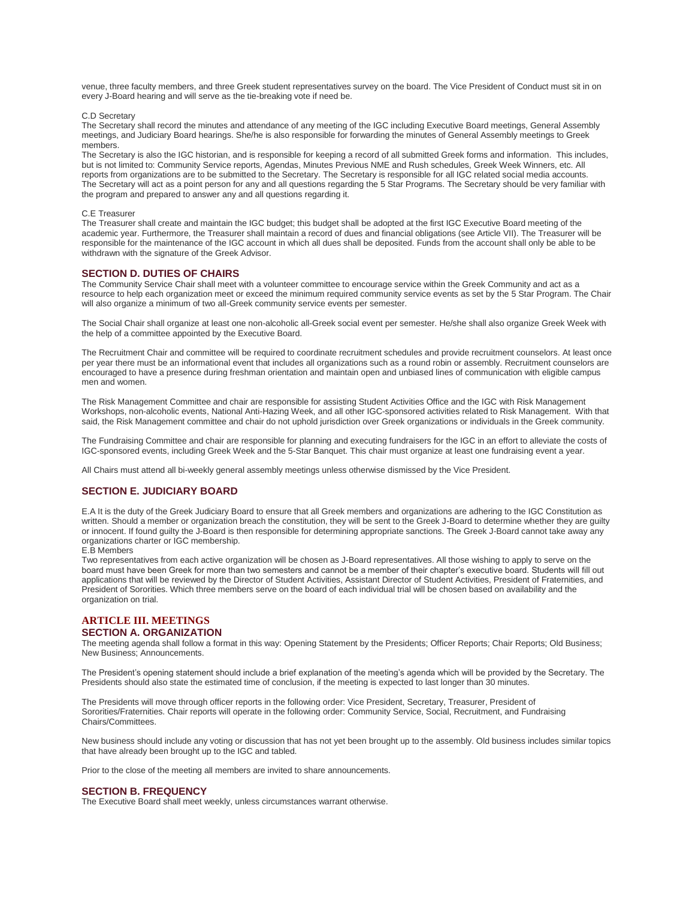venue, three faculty members, and three Greek student representatives survey on the board. The Vice President of Conduct must sit in on every J-Board hearing and will serve as the tie-breaking vote if need be.

C.D Secretary

The Secretary shall record the minutes and attendance of any meeting of the IGC including Executive Board meetings, General Assembly meetings, and Judiciary Board hearings. She/he is also responsible for forwarding the minutes of General Assembly meetings to Greek members.

The Secretary is also the IGC historian, and is responsible for keeping a record of all submitted Greek forms and information. This includes, but is not limited to: Community Service reports, Agendas, Minutes Previous NME and Rush schedules, Greek Week Winners, etc. All reports from organizations are to be submitted to the Secretary. The Secretary is responsible for all IGC related social media accounts. The Secretary will act as a point person for any and all questions regarding the 5 Star Programs. The Secretary should be very familiar with the program and prepared to answer any and all questions regarding it.

C.E Treasurer

The Treasurer shall create and maintain the IGC budget; this budget shall be adopted at the first IGC Executive Board meeting of the academic year. Furthermore, the Treasurer shall maintain a record of dues and financial obligations (see Article VII). The Treasurer will be responsible for the maintenance of the IGC account in which all dues shall be deposited. Funds from the account shall only be able to be withdrawn with the signature of the Greek Advisor.

### SECTION D. DUTIES OF CHAIRS

The Community Service Chair shall meet with a volunteer committee to encourage service within the Greek Community and act as a resource to help each organization meet or exceed the minimum required community service events as set by the 5 Star Program. The Chair will also organize a minimum of two all-Greek community service events per semester.

The Social Chair shall organize at least one non-alcoholic all-Greek social event per semester. He/she shall also organize Greek Week with the help of a committee appointed by the Executive Board.

The Recruitment Chair and committee will be required to coordinate recruitment schedules and provide recruitment counselors. At least once per year there must be an informational event that includes all organizations such as a round robin or assembly. Recruitment counselors are encouraged to have a presence during freshman orientation and maintain open and unbiased lines of communication with eligible campus men and women.

The Risk Management Committee and chair are responsible for assisting Student Activities Office and the IGC with Risk Management Workshops, non-alcoholic events, National Anti-Hazing Week, and all other IGC-sponsored activities related to Risk Management. With that said, the Risk Management committee and chair do not uphold jurisdiction over Greek organizations or individuals in the Greek community.

The Fundraising Committee and chair are responsible for planning and executing fundraisers for the IGC in an effort to alleviate the costs of IGC-sponsored events, including Greek Week and the 5-Star Banquet. This chair must organize at least one fundraising event a year.

All Chairs must attend all bi-weekly general assembly meetings unless otherwise dismissed by the Vice President.

### SECTION E. JUDICIARY BOARD

E.A It is the duty of the Greek Judiciary Board to ensure that all Greek members and organizations are adhering to the IGC Constitution as written. Should a member or organization breach the constitution, they will be sent to the Greek J-Board to determine whether they are guilty or innocent. If found guilty the J-Board is then responsible for determining appropriate sanctions. The Greek J-Board cannot take away any organizations charter or IGC membership.

E.B Members

Two representatives from each active organization will be chosen as J-Board representatives. All those wishing to apply to serve on the board must have been Greek for more than two semesters and cannot be a member of their chapter's executive board. Students will fill out applications that will be reviewed by the Director of Student Activities, Assistant Director of Student Activities, President of Fraternities, and President of Sororities. Which three members serve on the board of each individual trial will be chosen based on availability and the organization on trial.

## ARTICLE III. MEETINGS

### SECTION A. ORGANIZATION

The meeting agenda shall follow a format in this way: Opening Statement by the Presidents; Officer Reports; Chair Reports; Old Business; New Business; Announcements.

The President's opening statement should include a brief explanation of the meeting's agenda which will be provided by the Secretary. The Presidents should also state the estimated time of conclusion, if the meeting is expected to last longer than 30 minutes.

The Presidents will move through officer reports in the following order: Vice President, Secretary, Treasurer, President of Sororities/Fraternities. Chair reports will operate in the following order: Community Service, Social, Recruitment, and Fundraising Chairs/Committees.

New business should include any voting or discussion that has not yet been brought up to the assembly. Old business includes similar topics that have already been brought up to the IGC and tabled.

Prior to the close of the meeting all members are invited to share announcements.

### SECTION B. FREQUENCY

The Executive Board shall meet weekly, unless circumstances warrant otherwise.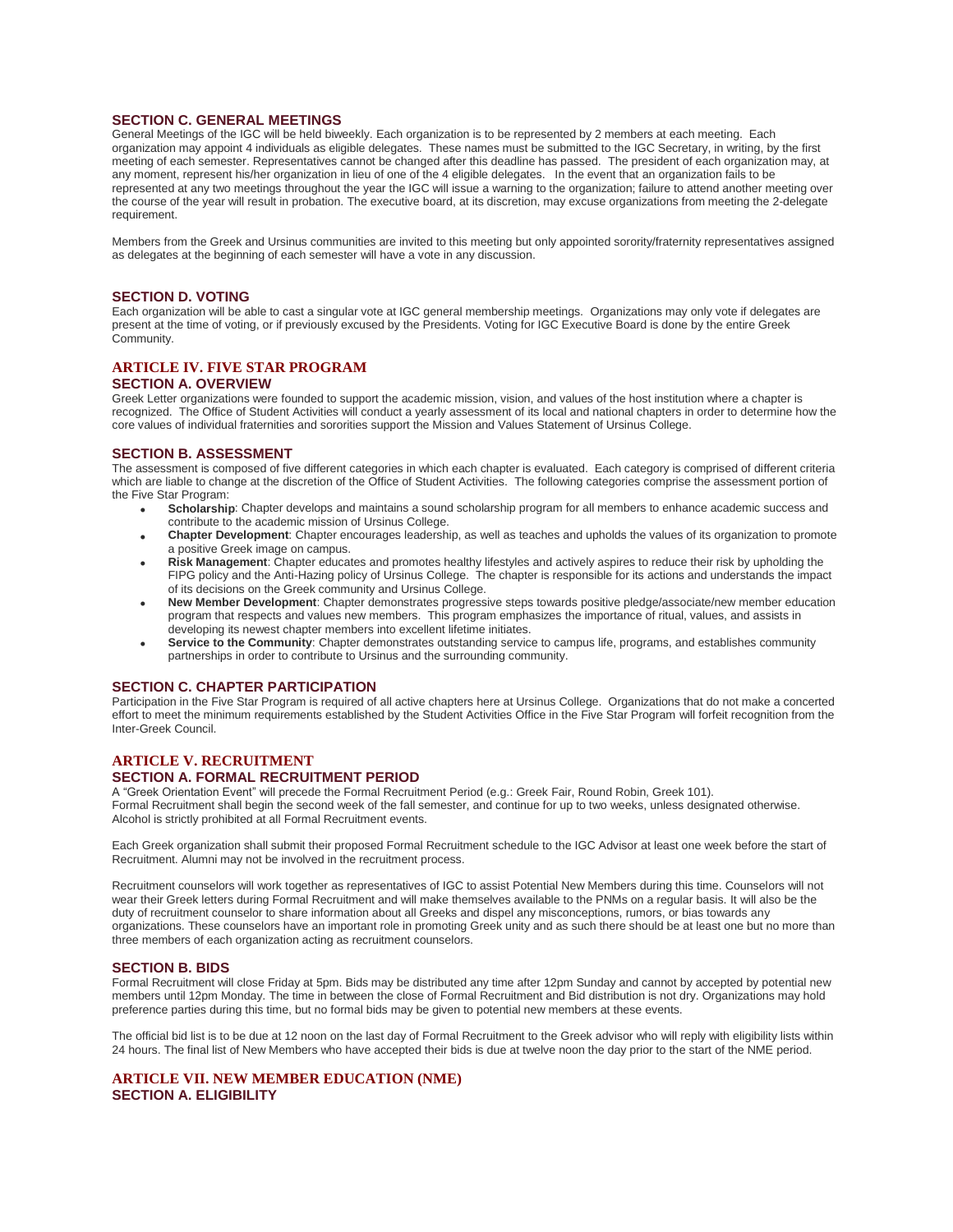### SECTION C. GENERAL MEETINGS

General Meetings of the IGC will be held biweekly. Each organization is to be represented by 2 members at each meeting. Each organization may appoint 4 individuals as eligible delegates. These names must be submitted to the IGC Secretary, in writing, by the first meeting of each semester. Representatives cannot be changed after this deadline has passed. The president of each organization may, at any moment, represent his/her organization in lieu of one of the 4 eligible delegates. In the event that an organization fails to be represented at any two meetings throughout the year the IGC will issue a warning to the organization; failure to attend another meeting over the course of the year will result in probation. The executive board, at its discretion, may excuse organizations from meeting the 2-delegate requirement.

Members from the Greek and Ursinus communities are invited to this meeting but only appointed sorority/fraternity representatives assigned as delegates at the beginning of each semester will have a vote in any discussion.

### SECTION D. VOTING

Each organization will be able to cast a singular vote at IGC general membership meetings. Organizations may only vote if delegates are present at the time of voting, or if previously excused by the Presidents. Voting for IGC Executive Board is done by the entire Greek Community.

## ARTICLE IV. FIVE STAR PROGRAM

### SECTION A. OVERVIEW

Greek Letter organizations were founded to support the academic mission, vision, and values of the host institution where a chapter is recognized. The Office of Student Activities will conduct a yearly assessment of its local and national chapters in order to determine how the core values of individual fraternities and sororities support the Mission and Values Statement of Ursinus College.

### SECTION B. ASSESSMENT

The assessment is composed of five different categories in which each chapter is evaluated. Each category is comprised of different criteria which are liable to change at the discretion of the Office of Student Activities. The following categories comprise the assessment portion of the Five Star Program:

- **Scholarship**: Chapter develops and maintains a sound scholarship program for all members to enhance academic success and contribute to the academic mission of Ursinus College.
- **Chapter Development**: Chapter encourages leadership, as well as teaches and upholds the values of its organization to promote a positive Greek image on campus.
- **Risk Management**: Chapter educates and promotes healthy lifestyles and actively aspires to reduce their risk by upholding the FIPG policy and the Anti-Hazing policy of Ursinus College. The chapter is responsible for its actions and understands the impact of its decisions on the Greek community and Ursinus College.
- **New Member Development**: Chapter demonstrates progressive steps towards positive pledge/associate/new member education program that respects and values new members. This program emphasizes the importance of ritual, values, and assists in developing its newest chapter members into excellent lifetime initiates.
- **Service to the Community**: Chapter demonstrates outstanding service to campus life, programs, and establishes community partnerships in order to contribute to Ursinus and the surrounding community.

### SECTION C. CHAPTER PARTICIPATION

Participation in the Five Star Program is required of all active chapters here at Ursinus College. Organizations that do not make a concerted effort to meet the minimum requirements established by the Student Activities Office in the Five Star Program will forfeit recognition from the Inter-Greek Council.

## ARTICLE V. RECRUITMENT

### SECTION A. FORMAL RECRUITMENT PERIOD

A "Greek Orientation Event" will precede the Formal Recruitment Period (e.g.: Greek Fair, Round Robin, Greek 101).
Formal Recruitment shall begin the second week of the fall semester, and continue for up to two weeks, unless designated otherwise.
Alcohol is strictly prohibited at all Formal Recruitment events.

Each Greek organization shall submit their proposed Formal Recruitment schedule to the IGC Advisor at least one week before the start of Recruitment. Alumni may not be involved in the recruitment process.

Recruitment counselors will work together as representatives of IGC to assist Potential New Members during this time. Counselors will not wear their Greek letters during Formal Recruitment and will make themselves available to the PNMs on a regular basis. It will also be the duty of recruitment counselor to share information about all Greeks and dispel any misconceptions, rumors, or bias towards any organizations. These counselors have an important role in promoting Greek unity and as such there should be at least one but no more than three members of each organization acting as recruitment counselors.

### SECTION B. BIDS

Formal Recruitment will close Friday at 5pm. Bids may be distributed any time after 12pm Sunday and cannot by accepted by potential new members until 12pm Monday. The time in between the close of Formal Recruitment and Bid distribution is not dry. Organizations may hold preference parties during this time, but no formal bids may be given to potential new members at these events.

The official bid list is to be due at 12 noon on the last day of Formal Recruitment to the Greek advisor who will reply with eligibility lists within 24 hours. The final list of New Members who have accepted their bids is due at twelve noon the day prior to the start of the NME period.

## ARTICLE VII. NEW MEMBER EDUCATION (NME)

### SECTION A. ELIGIBILITY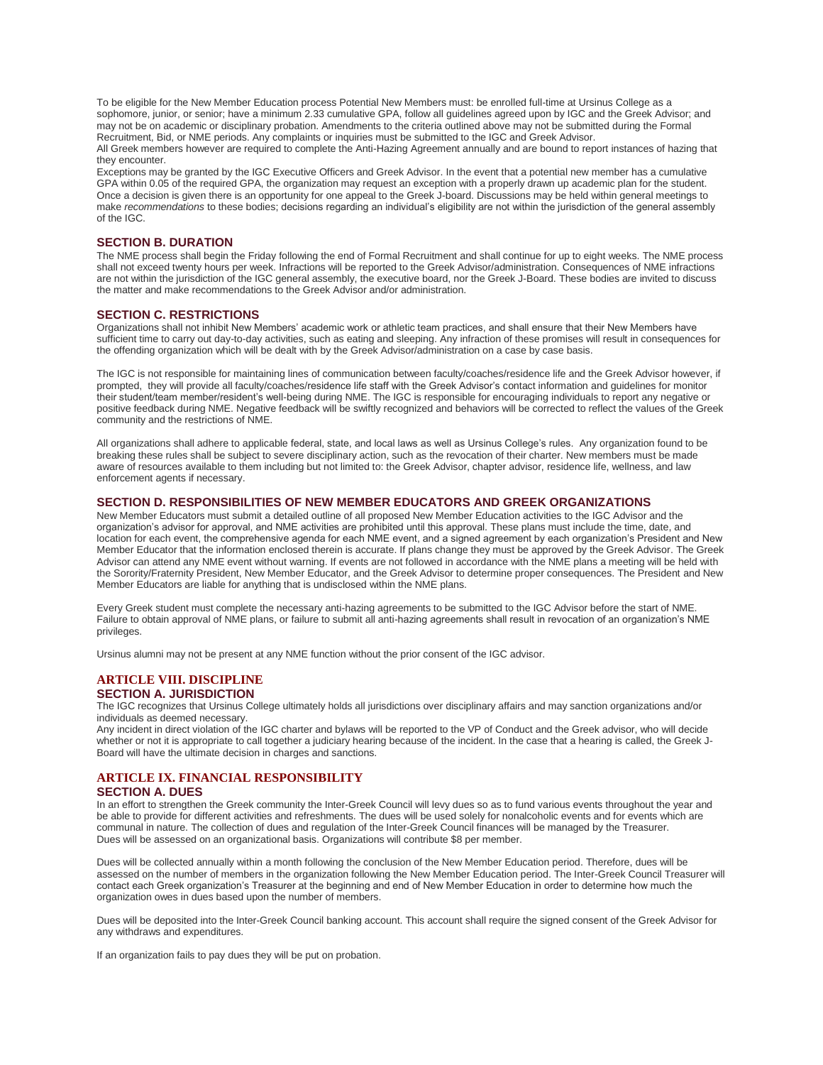To be eligible for the New Member Education process Potential New Members must: be enrolled full-time at Ursinus College as a sophomore, junior, or senior; have a minimum 2.33 cumulative GPA, follow all guidelines agreed upon by IGC and the Greek Advisor; and may not be on academic or disciplinary probation. Amendments to the criteria outlined above may not be submitted during the Formal Recruitment, Bid, or NME periods. Any complaints or inquiries must be submitted to the IGC and Greek Advisor.

All Greek members however are required to complete the Anti-Hazing Agreement annually and are bound to report instances of hazing that they encounter.

Exceptions may be granted by the IGC Executive Officers and Greek Advisor. In the event that a potential new member has a cumulative GPA within 0.05 of the required GPA, the organization may request an exception with a properly drawn up academic plan for the student. Once a decision is given there is an opportunity for one appeal to the Greek J-board. Discussions may be held within general meetings to make *recommendations* to these bodies; decisions regarding an individual's eligibility are not within the jurisdiction of the general assembly of the IGC.

### SECTION B. DURATION

The NME process shall begin the Friday following the end of Formal Recruitment and shall continue for up to eight weeks. The NME process shall not exceed twenty hours per week. Infractions will be reported to the Greek Advisor/administration. Consequences of NME infractions are not within the jurisdiction of the IGC general assembly, the executive board, nor the Greek J-Board. These bodies are invited to discuss the matter and make recommendations to the Greek Advisor and/or administration.

### SECTION C. RESTRICTIONS

Organizations shall not inhibit New Members' academic work or athletic team practices, and shall ensure that their New Members have sufficient time to carry out day-to-day activities, such as eating and sleeping. Any infraction of these promises will result in consequences for the offending organization which will be dealt with by the Greek Advisor/administration on a case by case basis.

The IGC is not responsible for maintaining lines of communication between faculty/coaches/residence life and the Greek Advisor however, if prompted, they will provide all faculty/coaches/residence life staff with the Greek Advisor's contact information and guidelines for monitor their student/team member/resident's well-being during NME. The IGC is responsible for encouraging individuals to report any negative or positive feedback during NME. Negative feedback will be swiftly recognized and behaviors will be corrected to reflect the values of the Greek community and the restrictions of NME.

All organizations shall adhere to applicable federal, state, and local laws as well as Ursinus College's rules. Any organization found to be breaking these rules shall be subject to severe disciplinary action, such as the revocation of their charter. New members must be made aware of resources available to them including but not limited to: the Greek Advisor, chapter advisor, residence life, wellness, and law enforcement agents if necessary.

### SECTION D. RESPONSIBILITIES OF NEW MEMBER EDUCATORS AND GREEK ORGANIZATIONS

New Member Educators must submit a detailed outline of all proposed New Member Education activities to the IGC Advisor and the organization's advisor for approval, and NME activities are prohibited until this approval. These plans must include the time, date, and location for each event, the comprehensive agenda for each NME event, and a signed agreement by each organization's President and New Member Educator that the information enclosed therein is accurate. If plans change they must be approved by the Greek Advisor. The Greek Advisor can attend any NME event without warning. If events are not followed in accordance with the NME plans a meeting will be held with the Sorority/Fraternity President, New Member Educator, and the Greek Advisor to determine proper consequences. The President and New Member Educators are liable for anything that is undisclosed within the NME plans.

Every Greek student must complete the necessary anti-hazing agreements to be submitted to the IGC Advisor before the start of NME. Failure to obtain approval of NME plans, or failure to submit all anti-hazing agreements shall result in revocation of an organization's NME privileges.

Ursinus alumni may not be present at any NME function without the prior consent of the IGC advisor.

## ARTICLE VIII. DISCIPLINE

### SECTION A. JURISDICTION

The IGC recognizes that Ursinus College ultimately holds all jurisdictions over disciplinary affairs and may sanction organizations and/or individuals as deemed necessary.

Any incident in direct violation of the IGC charter and bylaws will be reported to the VP of Conduct and the Greek advisor, who will decide whether or not it is appropriate to call together a judiciary hearing because of the incident. In the case that a hearing is called, the Greek J-Board will have the ultimate decision in charges and sanctions.

## ARTICLE IX. FINANCIAL RESPONSIBILITY

### SECTION A. DUES

In an effort to strengthen the Greek community the Inter-Greek Council will levy dues so as to fund various events throughout the year and be able to provide for different activities and refreshments. The dues will be used solely for nonalcoholic events and for events which are communal in nature. The collection of dues and regulation of the Inter-Greek Council finances will be managed by the Treasurer.

Dues will be assessed on an organizational basis. Organizations will contribute $8 per member.

Dues will be collected annually within a month following the conclusion of the New Member Education period. Therefore, dues will be assessed on the number of members in the organization following the New Member Education period. The Inter-Greek Council Treasurer will contact each Greek organization's Treasurer at the beginning and end of New Member Education in order to determine how much the organization owes in dues based upon the number of members.

Dues will be deposited into the Inter-Greek Council banking account. This account shall require the signed consent of the Greek Advisor for any withdraws and expenditures.

If an organization fails to pay dues they will be put on probation.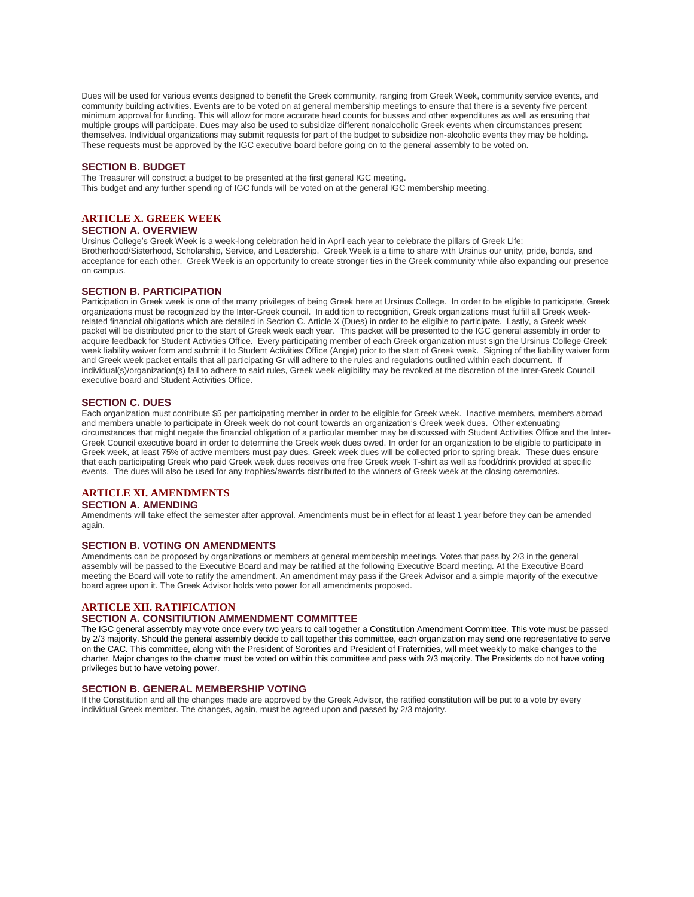Dues will be used for various events designed to benefit the Greek community, ranging from Greek Week, community service events, and community building activities. Events are to be voted on at general membership meetings to ensure that there is a seventy five percent minimum approval for funding. This will allow for more accurate head counts for busses and other expenditures as well as ensuring that multiple groups will participate. Dues may also be used to subsidize different nonalcoholic Greek events when circumstances present themselves. Individual organizations may submit requests for part of the budget to subsidize non-alcoholic events they may be holding. These requests must be approved by the IGC executive board before going on to the general assembly to be voted on.

### SECTION B. BUDGET

The Treasurer will construct a budget to be presented at the first general IGC meeting.
This budget and any further spending of IGC funds will be voted on at the general IGC membership meeting.

## ARTICLE X. GREEK WEEK

### SECTION A. OVERVIEW

Ursinus College's Greek Week is a week-long celebration held in April each year to celebrate the pillars of Greek Life: Brotherhood/Sisterhood, Scholarship, Service, and Leadership. Greek Week is a time to share with Ursinus our unity, pride, bonds, and acceptance for each other. Greek Week is an opportunity to create stronger ties in the Greek community while also expanding our presence on campus.

### SECTION B. PARTICIPATION

Participation in Greek week is one of the many privileges of being Greek here at Ursinus College. In order to be eligible to participate, Greek organizations must be recognized by the Inter-Greek council. In addition to recognition, Greek organizations must fulfill all Greek week-related financial obligations which are detailed in Section C. Article X (Dues) in order to be eligible to participate. Lastly, a Greek week packet will be distributed prior to the start of Greek week each year. This packet will be presented to the IGC general assembly in order to acquire feedback for Student Activities Office. Every participating member of each Greek organization must sign the Ursinus College Greek week liability waiver form and submit it to Student Activities Office (Angie) prior to the start of Greek week. Signing of the liability waiver form and Greek week packet entails that all participating Gr will adhere to the rules and regulations outlined within each document. If individual(s)/organization(s) fail to adhere to said rules, Greek week eligibility may be revoked at the discretion of the Inter-Greek Council executive board and Student Activities Office.

### SECTION C. DUES

Each organization must contribute $5 per participating member in order to be eligible for Greek week. Inactive members, members abroad and members unable to participate in Greek week do not count towards an organization's Greek week dues. Other extenuating circumstances that might negate the financial obligation of a particular member may be discussed with Student Activities Office and the Inter-Greek Council executive board in order to determine the Greek week dues owed. In order for an organization to be eligible to participate in Greek week, at least 75% of active members must pay dues. Greek week dues will be collected prior to spring break. These dues ensure that each participating Greek who paid Greek week dues receives one free Greek week T-shirt as well as food/drink provided at specific events. The dues will also be used for any trophies/awards distributed to the winners of Greek week at the closing ceremonies.

## ARTICLE XI. AMENDMENTS

### SECTION A. AMENDING

Amendments will take effect the semester after approval. Amendments must be in effect for at least 1 year before they can be amended again.

### SECTION B. VOTING ON AMENDMENTS

Amendments can be proposed by organizations or members at general membership meetings. Votes that pass by 2/3 in the general assembly will be passed to the Executive Board and may be ratified at the following Executive Board meeting. At the Executive Board meeting the Board will vote to ratify the amendment. An amendment may pass if the Greek Advisor and a simple majority of the executive board agree upon it. The Greek Advisor holds veto power for all amendments proposed.

## ARTICLE XII. RATIFICATION

### SECTION A. CONSITIUTION AMMENDMENT COMMITTEE

The IGC general assembly may vote once every two years to call together a Constitution Amendment Committee. This vote must be passed by 2/3 majority. Should the general assembly decide to call together this committee, each organization may send one representative to serve on the CAC. This committee, along with the President of Sororities and President of Fraternities, will meet weekly to make changes to the charter. Major changes to the charter must be voted on within this committee and pass with 2/3 majority. The Presidents do not have voting privileges but to have vetoing power.

### SECTION B. GENERAL MEMBERSHIP VOTING

If the Constitution and all the changes made are approved by the Greek Advisor, the ratified constitution will be put to a vote by every individual Greek member. The changes, again, must be agreed upon and passed by 2/3 majority.